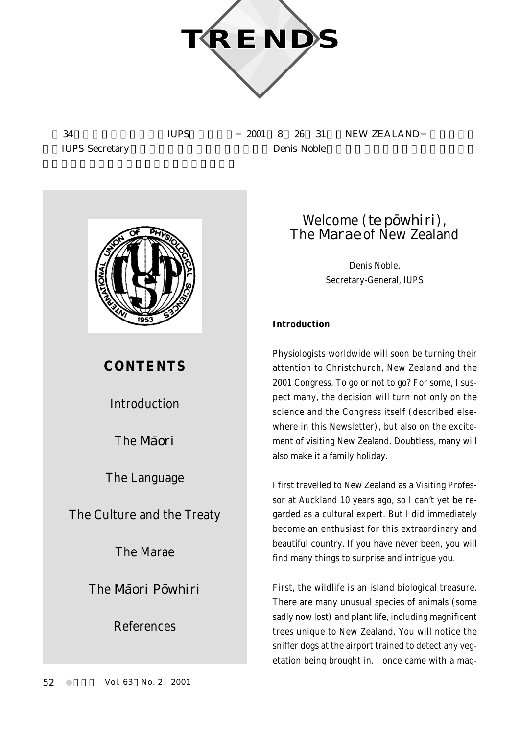# TRENDS

第34回国際生理学会議（IUPS）開催迫る − 2001年8月26〜31日 NEW ZEALAND − 本稿は，IUPS Secretary からの依頼によりそのまま掲載する Denis Noble によるニュージーランドの紹介記事である．

## CONTENTS

Introduction

The Māori

The Language

The Culture and the Treaty

The Marae

The Māori Pōwhiri

References

## Welcome (*te pōwhiri*), The *Marae* of New Zealand

Denis Noble,
Secretary-General, IUPS

### Introduction

Physiologists worldwide will soon be turning their attention to Christchurch, New Zealand and the 2001 Congress. To go or not to go? For some, I suspect many, the decision will turn not only on the science and the Congress itself (described elsewhere in this Newsletter), but also on the excitement of visiting New Zealand. Doubtless, many will also make it a family holiday.

I first travelled to New Zealand as a Visiting Professor at Auckland 10 years ago, so I can't yet be regarded as a cultural expert. But I did immediately become an enthusiast for this extraordinary and beautiful country. If you have never been, you will find many things to surprise and intrigue you.

First, the wildlife is an island biological treasure. There are many unusual species of animals (some sadly now lost) and plant life, including magnificent trees unique to New Zealand. You will notice the sniffer dogs at the airport trained to detect any vegetation being brought in. I once came with a mag-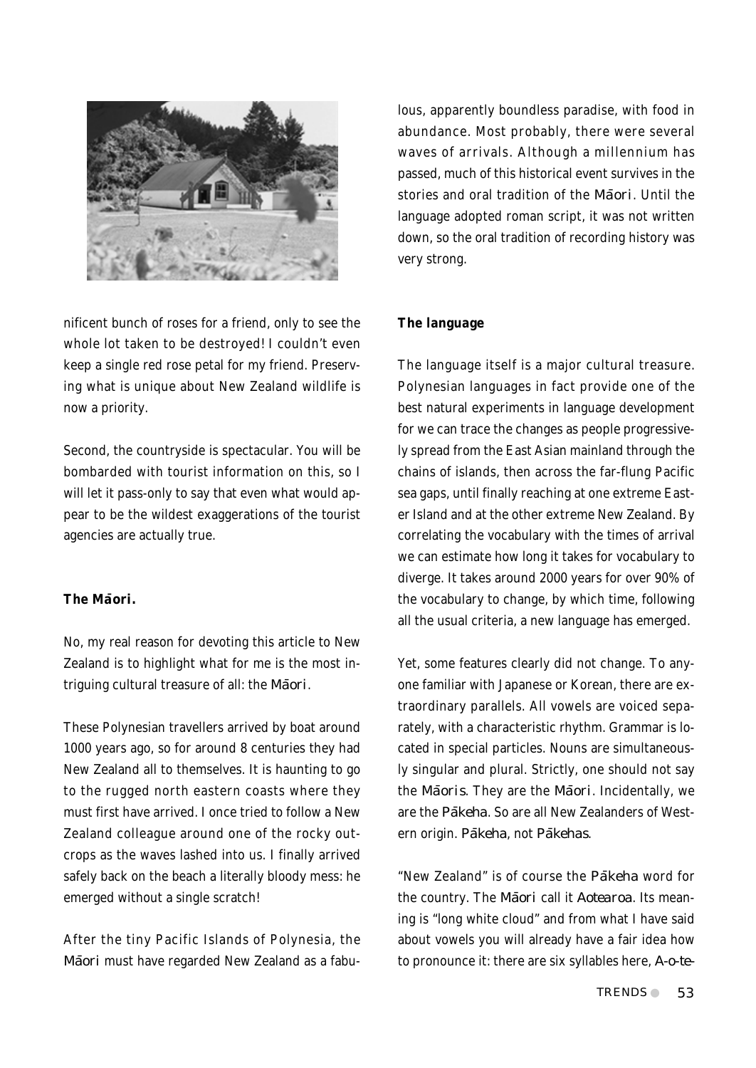nificent bunch of roses for a friend, only to see the whole lot taken to be destroyed! I couldn't even keep a single red rose petal for my friend. Preserving what is unique about New Zealand wildlife is now a priority.

Second, the countryside is spectacular. You will be bombarded with tourist information on this, so I will let it pass-only to say that even what would appear to be the wildest exaggerations of the tourist agencies are actually true.

### The Māori.

No, my real reason for devoting this article to New Zealand is to highlight what for me is the most intriguing cultural treasure of all: the *Māori*.

These Polynesian travellers arrived by boat around 1000 years ago, so for around 8 centuries they had New Zealand all to themselves. It is haunting to go to the rugged north eastern coasts where they must first have arrived. I once tried to follow a New Zealand colleague around one of the rocky outcrops as the waves lashed into us. I finally arrived safely back on the beach a literally bloody mess: he emerged without a single scratch!

After the tiny Pacific Islands of Polynesia, the *Māori* must have regarded New Zealand as a fabulous, apparently boundless paradise, with food in abundance. Most probably, there were several waves of arrivals. Although a millennium has passed, much of this historical event survives in the stories and oral tradition of the *Māori*. Until the language adopted roman script, it was not written down, so the oral tradition of recording history was very strong.

### The language

The language itself is a major cultural treasure. Polynesian languages in fact provide one of the best natural experiments in language development for we can trace the changes as people progressively spread from the East Asian mainland through the chains of islands, then across the far-flung Pacific sea gaps, until finally reaching at one extreme Easter Island and at the other extreme New Zealand. By correlating the vocabulary with the times of arrival we can estimate how long it takes for vocabulary to diverge. It takes around 2000 years for over 90% of the vocabulary to change, by which time, following all the usual criteria, a new language has emerged.

Yet, some features clearly did not change. To anyone familiar with Japanese or Korean, there are extraordinary parallels. All vowels are voiced separately, with a characteristic rhythm. Grammar is located in special particles. Nouns are simultaneously singular and plural. Strictly, one should not say the *Māoris*. They are the *Māori*. Incidentally, we are the *Pākeha*. So are all New Zealanders of Western origin. *Pākeha*, not *Pākehas*.

"New Zealand" is of course the *Pākeha* word for the country. The *Māori* call it *Aotearoa*. Its meaning is "long white cloud" and from what I have said about vowels you will already have a fair idea how to pronounce it: there are six syllables here, *A-o-te-*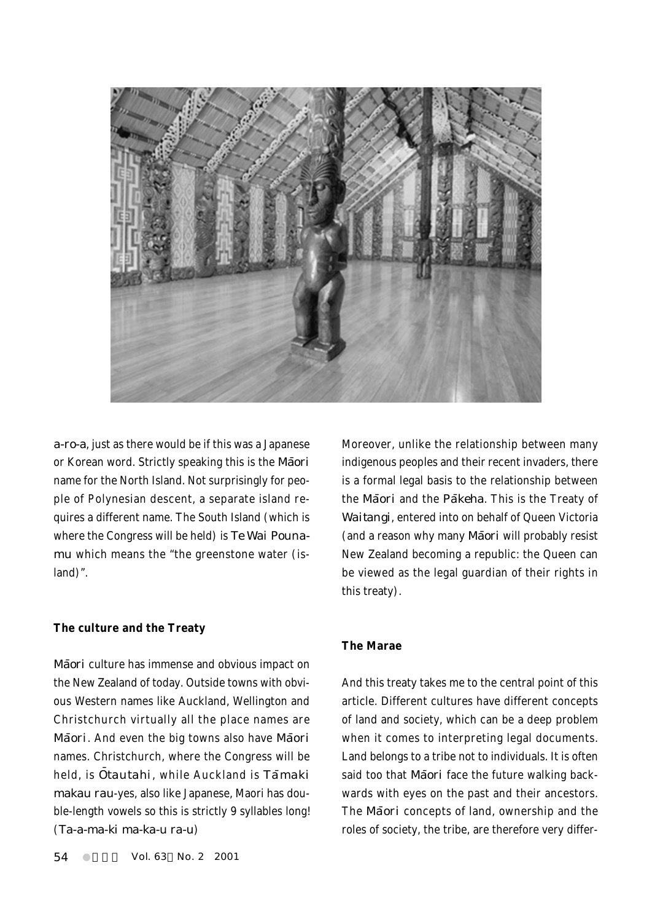a-ro-a, just as there would be if this was a Japanese or Korean word. Strictly speaking this is the Māori name for the North Island. Not surprisingly for people of Polynesian descent, a separate island requires a different name. The South Island (which is where the Congress will be held) is Te Wai Pounamu which means the "the greenstone water (island)".

**The culture and the Treaty**

Māori culture has immense and obvious impact on the New Zealand of today. Outside towns with obvious Western names like Auckland, Wellington and Christchurch virtually all the place names are Māori. And even the big towns also have Māori names. Christchurch, where the Congress will be held, is Ōtautahi, while Auckland is Tāmaki makau rau-yes, also like Japanese, Maori has double-length vowels so this is strictly 9 syllables long! (Ta-a-ma-ki ma-ka-u ra-u)

Moreover, unlike the relationship between many indigenous peoples and their recent invaders, there is a formal legal basis to the relationship between the Māori and the Pākeha. This is the Treaty of Waitangi, entered into on behalf of Queen Victoria (and a reason why many Māori will probably resist New Zealand becoming a republic: the Queen can be viewed as the legal guardian of their rights in this treaty).

**The Marae**

And this treaty takes me to the central point of this article. Different cultures have different concepts of land and society, which can be a deep problem when it comes to interpreting legal documents. Land belongs to a tribe not to individuals. It is often said too that Māori face the future walking backwards with eyes on the past and their ancestors. The Māori concepts of land, ownership and the roles of society, the tribe, are therefore very differ-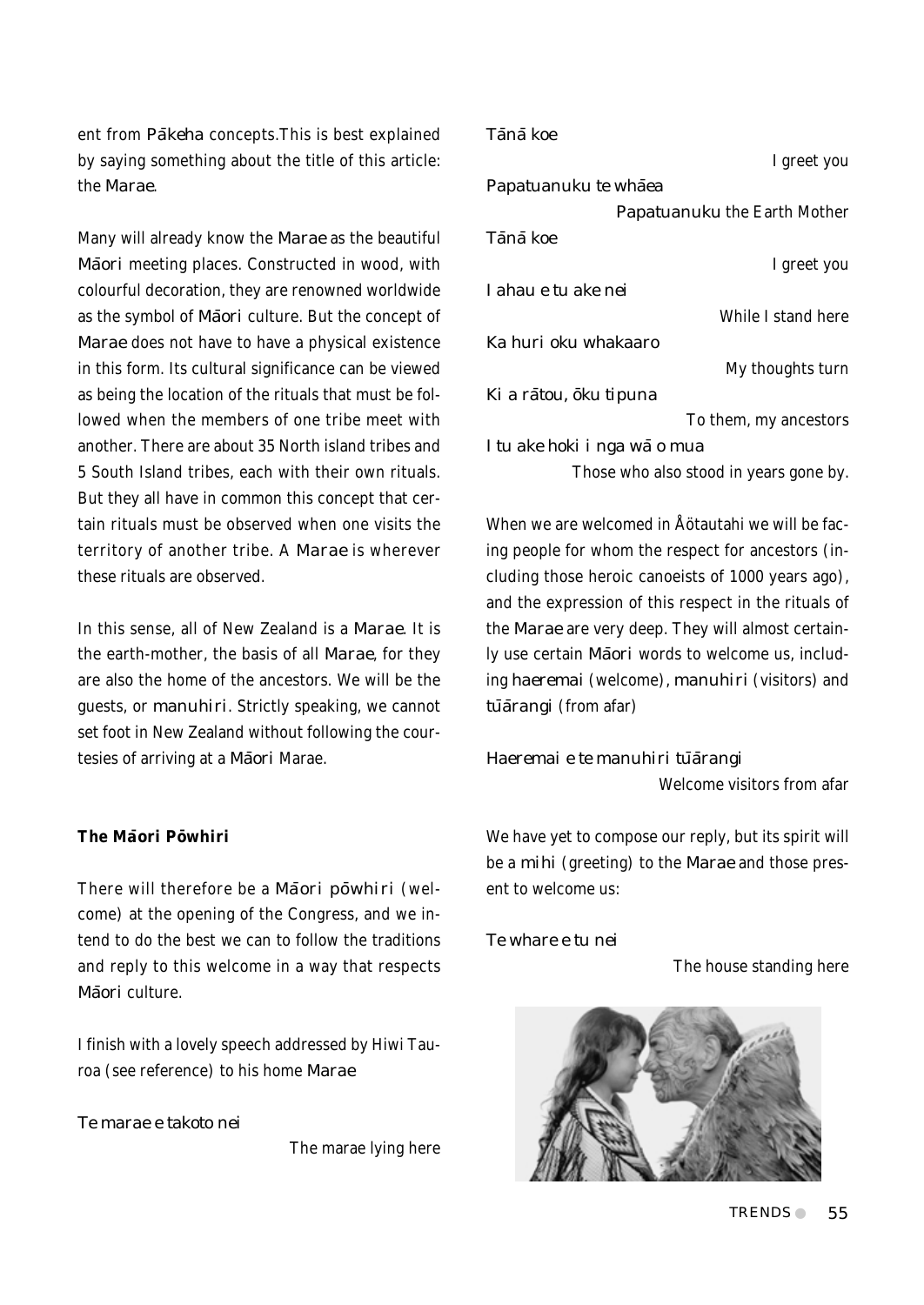ent from *Pākeha* concepts.This is best explained by saying something about the title of this article: the *Marae*.

Many will already know the *Marae* as the beautiful *Māori* meeting places. Constructed in wood, with colourful decoration, they are renowned worldwide as the symbol of *Māori* culture. But the concept of *Marae* does not have to have a physical existence in this form. Its cultural significance can be viewed as being the location of the rituals that must be followed when the members of one tribe meet with another. There are about 35 North island tribes and 5 South Island tribes, each with their own rituals. But they all have in common this concept that certain rituals must be observed when one visits the territory of another tribe. A *Marae* is wherever these rituals are observed.

In this sense, all of New Zealand is a *Marae*. It is the earth-mother, the basis of all *Marae*, for they are also the home of the ancestors. We will be the guests, or *manuhiri*. Strictly speaking, we cannot set foot in New Zealand without following the courtesies of arriving at a *Māori* Marae.

### The Māori Pōwhiri

There will therefore be a *Māori pōwhiri* (welcome) at the opening of the Congress, and we intend to do the best we can to follow the traditions and reply to this welcome in a way that respects *Māori* culture.

I finish with a lovely speech addressed by Hiwi Tauroa (see reference) to his home *Marae*

*Te marae e takoto nei*
The marae lying here

*Tānā koe*
I greet you

*Papatuanuku te whāea*
*Papatuanuku* the Earth Mother

*Tānā koe*
I greet you

*I ahau e tu ake nei*
While I stand here

*Ka huri oku whakaaro*
My thoughts turn

*Ki a rātou, ōku tipuna*
To them, my ancestors

*I tu ake hoki i nga wā o mua*
Those who also stood in years gone by.

When we are welcomed in Åötautahi we will be facing people for whom the respect for ancestors (including those heroic canoeists of 1000 years ago), and the expression of this respect in the rituals of the *Marae* are very deep. They will almost certainly use certain *Māori* words to welcome us, including *haeremai* (welcome), *manuhiri* (visitors) and *tūārangi* (from afar)

*Haeremai e te manuhiri tūārangi*
Welcome visitors from afar

We have yet to compose our reply, but its spirit will be a *mihi* (greeting) to the *Marae* and those present to welcome us:

*Te whare e tu nei*
The house standing here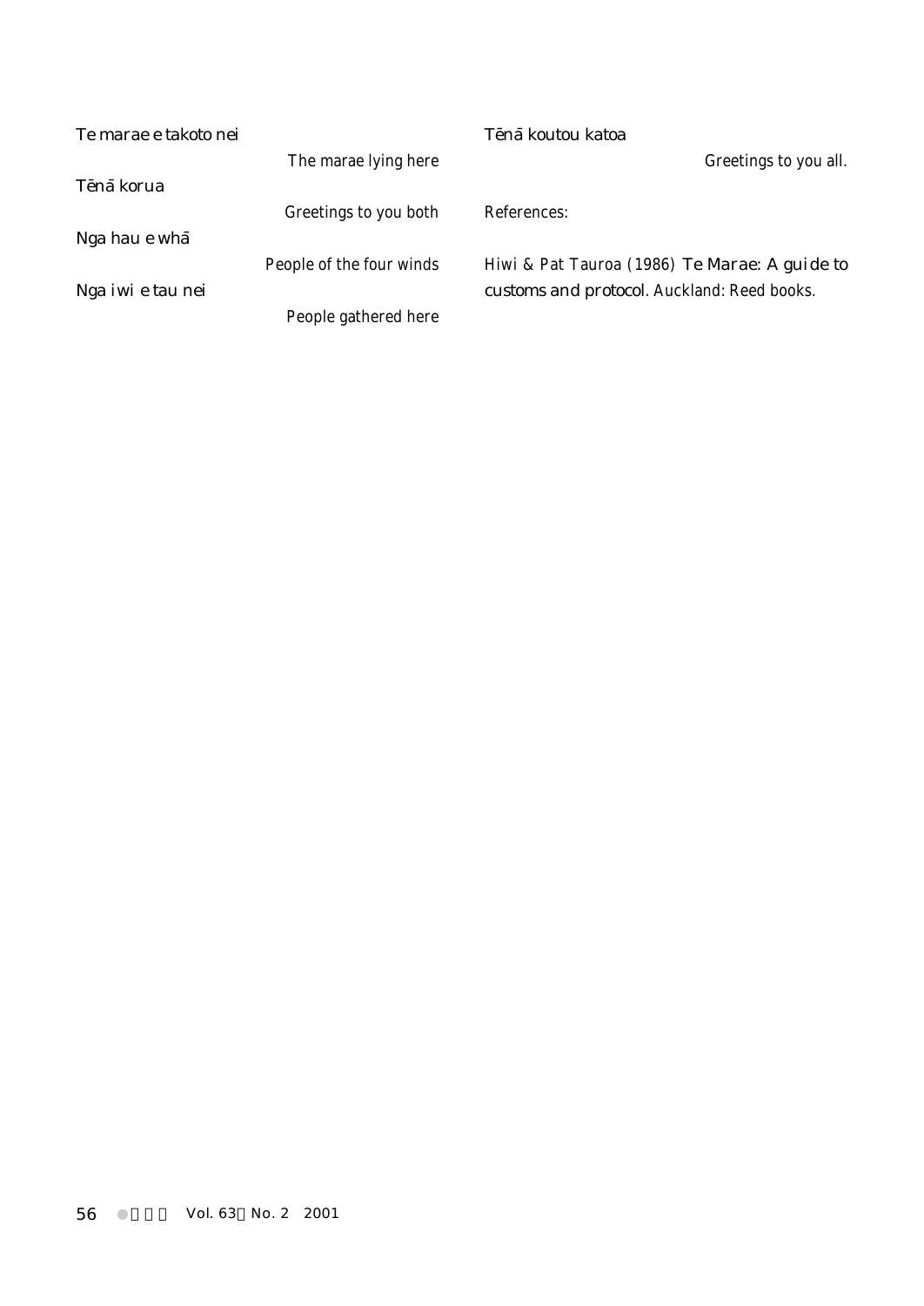Te marae e takoto nei

*The marae lying here*

Tēnā korua

*Greetings to you both*

Nga hau e whā

*People of the four winds*

Nga iwi e tau nei

*People gathered here*

Tēnā koutou katoa

*Greetings to you all.*

References:

Hiwi & Pat Tauroa (1986) Te Marae: A guide to customs and protocol. Auckland: Reed books.